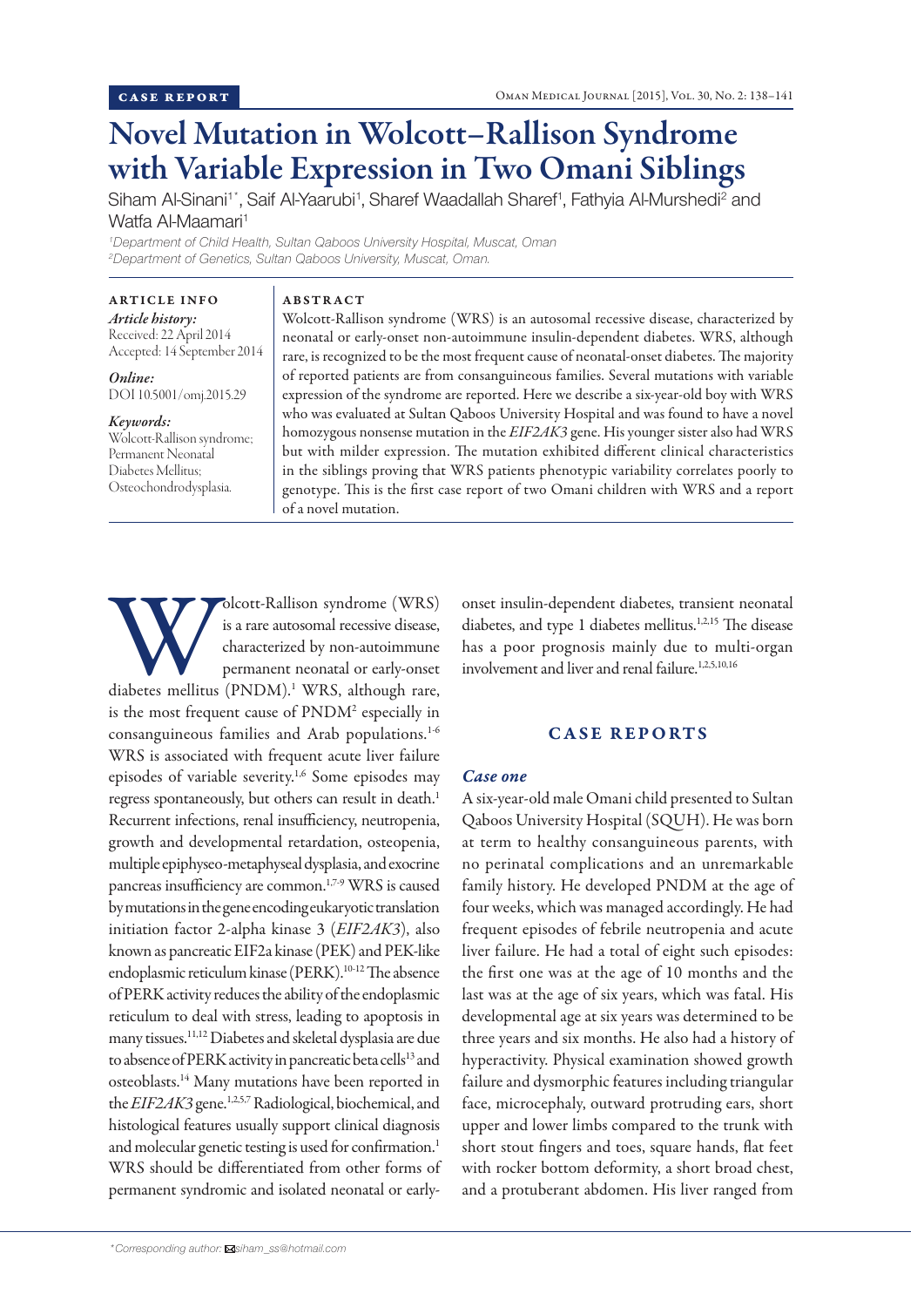CASE REPORT

# Novel Mutation in Wolcott–Rallison Syndrome with Variable Expression in Two Omani Siblings

Siham Al-Sinani[1*], Saif Al-Yaarubi[1], Sharef Waadallah Sharef[1], Fathyia Al-Murshedi[2] and Watfa Al-Maamari[1]

[1]*Department of Child Health, Sultan Qaboos University Hospital, Muscat, Oman*
[2]*Department of Genetics, Sultan Qaboos University, Muscat, Oman.*

**ARTICLE INFO**

*Article history:*
Received: 22 April 2014
Accepted: 14 September 2014

*Online:*
DOI 10.5001/omj.2015.29

*Keywords:*
Wolcott-Rallison syndrome; Permanent Neonatal Diabetes Mellitus; Osteochondrodysplasia.

**ABSTRACT**

Wolcott-Rallison syndrome (WRS) is an autosomal recessive disease, characterized by neonatal or early-onset non-autoimmune insulin-dependent diabetes. WRS, although rare, is recognized to be the most frequent cause of neonatal-onset diabetes. The majority of reported patients are from consanguineous families. Several mutations with variable expression of the syndrome are reported. Here we describe a six-year-old boy with WRS who was evaluated at Sultan Qaboos University Hospital and was found to have a novel homozygous nonsense mutation in the *EIF2AK3* gene. His younger sister also had WRS but with milder expression. The mutation exhibited different clinical characteristics in the siblings proving that WRS patients phenotypic variability correlates poorly to genotype. This is the first case report of two Omani children with WRS and a report of a novel mutation.

Wolcott-Rallison syndrome (WRS) is a rare autosomal recessive disease, characterized by non-autoimmune permanent neonatal or early-onset diabetes mellitus (PNDM).[1] WRS, although rare, is the most frequent cause of PNDM[2] especially in consanguineous families and Arab populations.[1-6] WRS is associated with frequent acute liver failure episodes of variable severity.[1,6] Some episodes may regress spontaneously, but others can result in death.[1] Recurrent infections, renal insufficiency, neutropenia, growth and developmental retardation, osteopenia, multiple epiphyseo-metaphyseal dysplasia, and exocrine pancreas insufficiency are common.[1,7-9] WRS is caused by mutations in the gene encoding eukaryotic translation initiation factor 2-alpha kinase 3 (*EIF2AK3*), also known as pancreatic EIF2a kinase (PEK) and PEK-like endoplasmic reticulum kinase (PERK).[10-12] The absence of PERK activity reduces the ability of the endoplasmic reticulum to deal with stress, leading to apoptosis in many tissues.[11,12] Diabetes and skeletal dysplasia are due to absence of PERK activity in pancreatic beta cells[13] and osteoblasts.[14] Many mutations have been reported in the *EIF2AK3* gene.[1,2,5,7] Radiological, biochemical, and histological features usually support clinical diagnosis and molecular genetic testing is used for confirmation.[1] WRS should be differentiated from other forms of permanent syndromic and isolated neonatal or early-onset insulin-dependent diabetes, transient neonatal diabetes, and type 1 diabetes mellitus.[1,2,15] The disease has a poor prognosis mainly due to multi-organ involvement and liver and renal failure.[1,2,5,10,16]

## CASE REPORTS

### *Case one*

A six-year-old male Omani child presented to Sultan Qaboos University Hospital (SQUH). He was born at term to healthy consanguineous parents, with no perinatal complications and an unremarkable family history. He developed PNDM at the age of four weeks, which was managed accordingly. He had frequent episodes of febrile neutropenia and acute liver failure. He had a total of eight such episodes: the first one was at the age of 10 months and the last was at the age of six years, which was fatal. His developmental age at six years was determined to be three years and six months. He also had a history of hyperactivity. Physical examination showed growth failure and dysmorphic features including triangular face, microcephaly, outward protruding ears, short upper and lower limbs compared to the trunk with short stout fingers and toes, square hands, flat feet with rocker bottom deformity, a short broad chest, and a protuberant abdomen. His liver ranged from

*Corresponding author: siham_ss@hotmail.com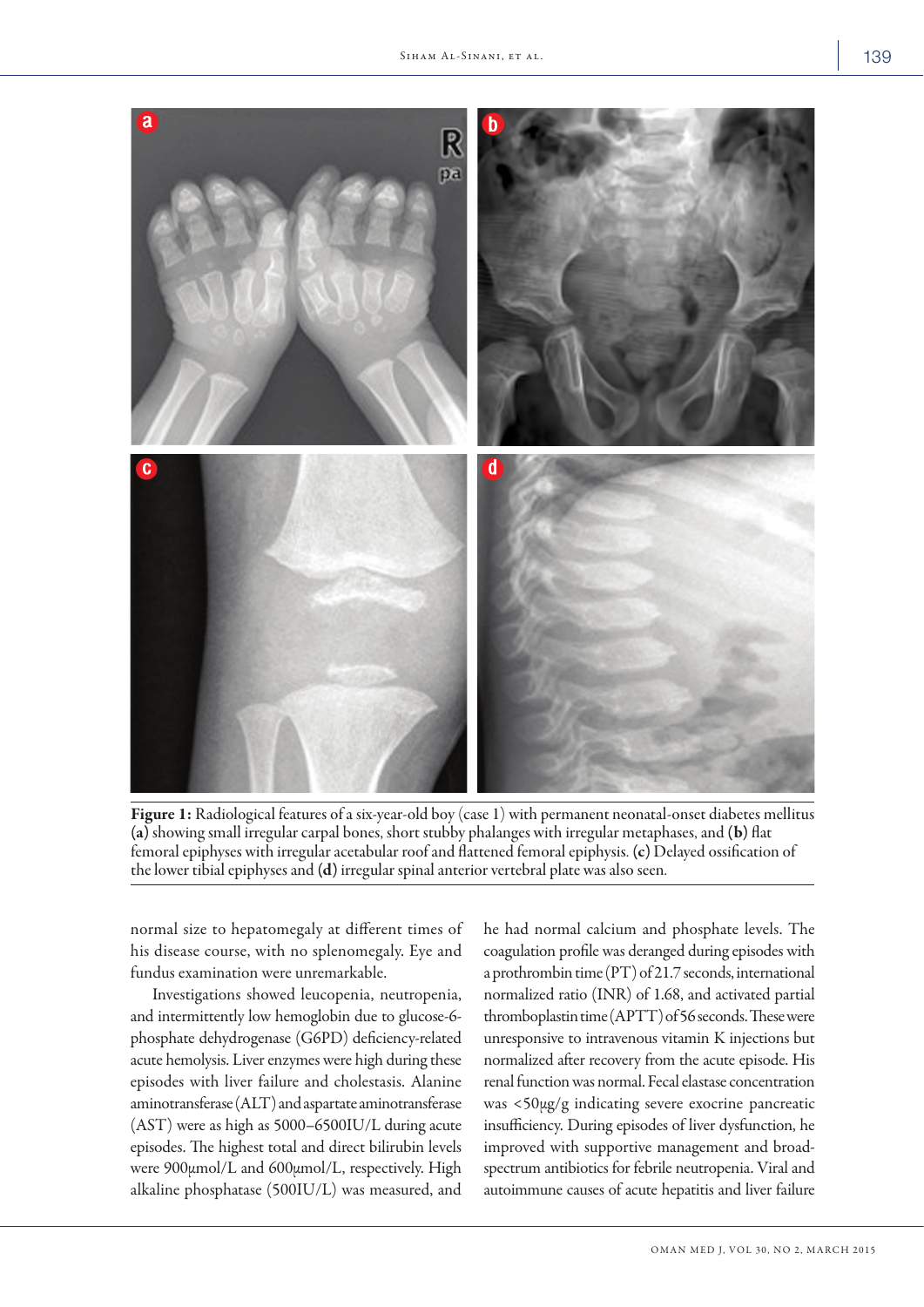**Figure 1:** Radiological features of a six-year-old boy (case 1) with permanent neonatal-onset diabetes mellitus **(a)** showing small irregular carpal bones, short stubby phalanges with irregular metaphases, and **(b)** flat femoral epiphyses with irregular acetabular roof and flattened femoral epiphysis. **(c)** Delayed ossification of the lower tibial epiphyses and **(d)** irregular spinal anterior vertebral plate was also seen.

normal size to hepatomegaly at different times of his disease course, with no splenomegaly. Eye and fundus examination were unremarkable.

Investigations showed leucopenia, neutropenia, and intermittently low hemoglobin due to glucose-6-phosphate dehydrogenase (G6PD) deficiency-related acute hemolysis. Liver enzymes were high during these episodes with liver failure and cholestasis. Alanine aminotransferase (ALT) and aspartate aminotransferase (AST) were as high as 5000–6500IU/L during acute episodes. The highest total and direct bilirubin levels were 900μmol/L and 600μmol/L, respectively. High alkaline phosphatase (500IU/L) was measured, and he had normal calcium and phosphate levels. The coagulation profile was deranged during episodes with a prothrombin time (PT) of 21.7 seconds, international normalized ratio (INR) of 1.68, and activated partial thromboplastin time (APTT) of 56 seconds. These were unresponsive to intravenous vitamin K injections but normalized after recovery from the acute episode. His renal function was normal. Fecal elastase concentration was <50μg/g indicating severe exocrine pancreatic insufficiency. During episodes of liver dysfunction, he improved with supportive management and broad-spectrum antibiotics for febrile neutropenia. Viral and autoimmune causes of acute hepatitis and liver failure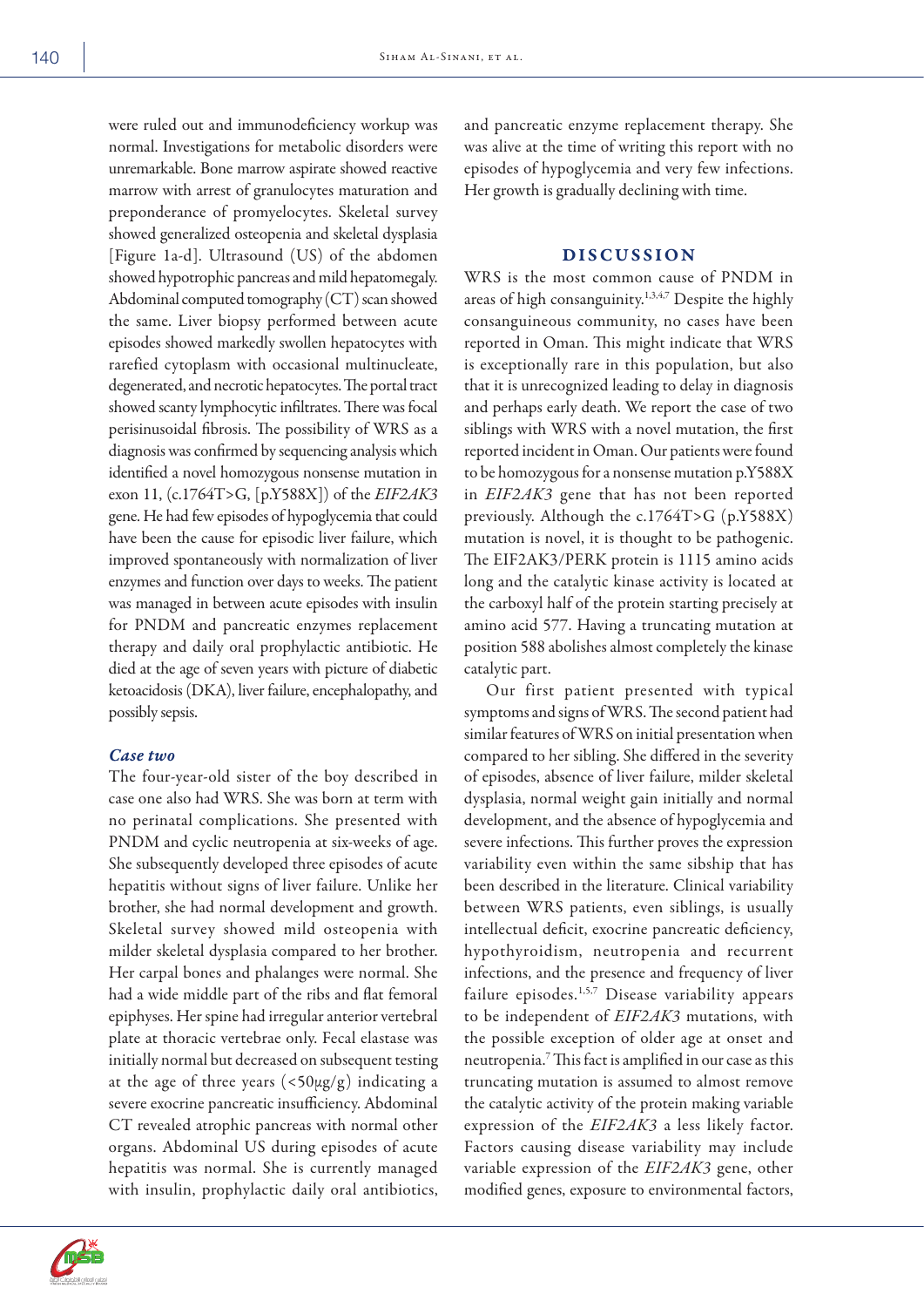were ruled out and immunodeficiency workup was normal. Investigations for metabolic disorders were unremarkable. Bone marrow aspirate showed reactive marrow with arrest of granulocytes maturation and preponderance of promyelocytes. Skeletal survey showed generalized osteopenia and skeletal dysplasia [Figure 1a-d]. Ultrasound (US) of the abdomen showed hypotrophic pancreas and mild hepatomegaly. Abdominal computed tomography (CT) scan showed the same. Liver biopsy performed between acute episodes showed markedly swollen hepatocytes with rarefied cytoplasm with occasional multinucleate, degenerated, and necrotic hepatocytes. The portal tract showed scanty lymphocytic infiltrates. There was focal perisinusoidal fibrosis. The possibility of WRS as a diagnosis was confirmed by sequencing analysis which identified a novel homozygous nonsense mutation in exon 11, (c.1764T>G, [p.Y588X]) of the *EIF2AK3* gene. He had few episodes of hypoglycemia that could have been the cause for episodic liver failure, which improved spontaneously with normalization of liver enzymes and function over days to weeks. The patient was managed in between acute episodes with insulin for PNDM and pancreatic enzymes replacement therapy and daily oral prophylactic antibiotic. He died at the age of seven years with picture of diabetic ketoacidosis (DKA), liver failure, encephalopathy, and possibly sepsis.

### *Case two*

The four-year-old sister of the boy described in case one also had WRS. She was born at term with no perinatal complications. She presented with PNDM and cyclic neutropenia at six-weeks of age. She subsequently developed three episodes of acute hepatitis without signs of liver failure. Unlike her brother, she had normal development and growth. Skeletal survey showed mild osteopenia with milder skeletal dysplasia compared to her brother. Her carpal bones and phalanges were normal. She had a wide middle part of the ribs and flat femoral epiphyses. Her spine had irregular anterior vertebral plate at thoracic vertebrae only. Fecal elastase was initially normal but decreased on subsequent testing at the age of three years (<50μg/g) indicating a severe exocrine pancreatic insufficiency. Abdominal CT revealed atrophic pancreas with normal other organs. Abdominal US during episodes of acute hepatitis was normal. She is currently managed with insulin, prophylactic daily oral antibiotics, and pancreatic enzyme replacement therapy. She was alive at the time of writing this report with no episodes of hypoglycemia and very few infections. Her growth is gradually declining with time.

## DISCUSSION

WRS is the most common cause of PNDM in areas of high consanguinity.[1,3,4,7] Despite the highly consanguineous community, no cases have been reported in Oman. This might indicate that WRS is exceptionally rare in this population, but also that it is unrecognized leading to delay in diagnosis and perhaps early death. We report the case of two siblings with WRS with a novel mutation, the first reported incident in Oman. Our patients were found to be homozygous for a nonsense mutation p.Y588X in *EIF2AK3* gene that has not been reported previously. Although the c.1764T>G (p.Y588X) mutation is novel, it is thought to be pathogenic. The EIF2AK3/PERK protein is 1115 amino acids long and the catalytic kinase activity is located at the carboxyl half of the protein starting precisely at amino acid 577. Having a truncating mutation at position 588 abolishes almost completely the kinase catalytic part.

Our first patient presented with typical symptoms and signs of WRS. The second patient had similar features of WRS on initial presentation when compared to her sibling. She differed in the severity of episodes, absence of liver failure, milder skeletal dysplasia, normal weight gain initially and normal development, and the absence of hypoglycemia and severe infections. This further proves the expression variability even within the same sibship that has been described in the literature. Clinical variability between WRS patients, even siblings, is usually intellectual deficit, exocrine pancreatic deficiency, hypothyroidism, neutropenia and recurrent infections, and the presence and frequency of liver failure episodes.[1,5,7] Disease variability appears to be independent of *EIF2AK3* mutations, with the possible exception of older age at onset and neutropenia.[7] This fact is amplified in our case as this truncating mutation is assumed to almost remove the catalytic activity of the protein making variable expression of the *EIF2AK3* a less likely factor. Factors causing disease variability may include variable expression of the *EIF2AK3* gene, other modified genes, exposure to environmental factors,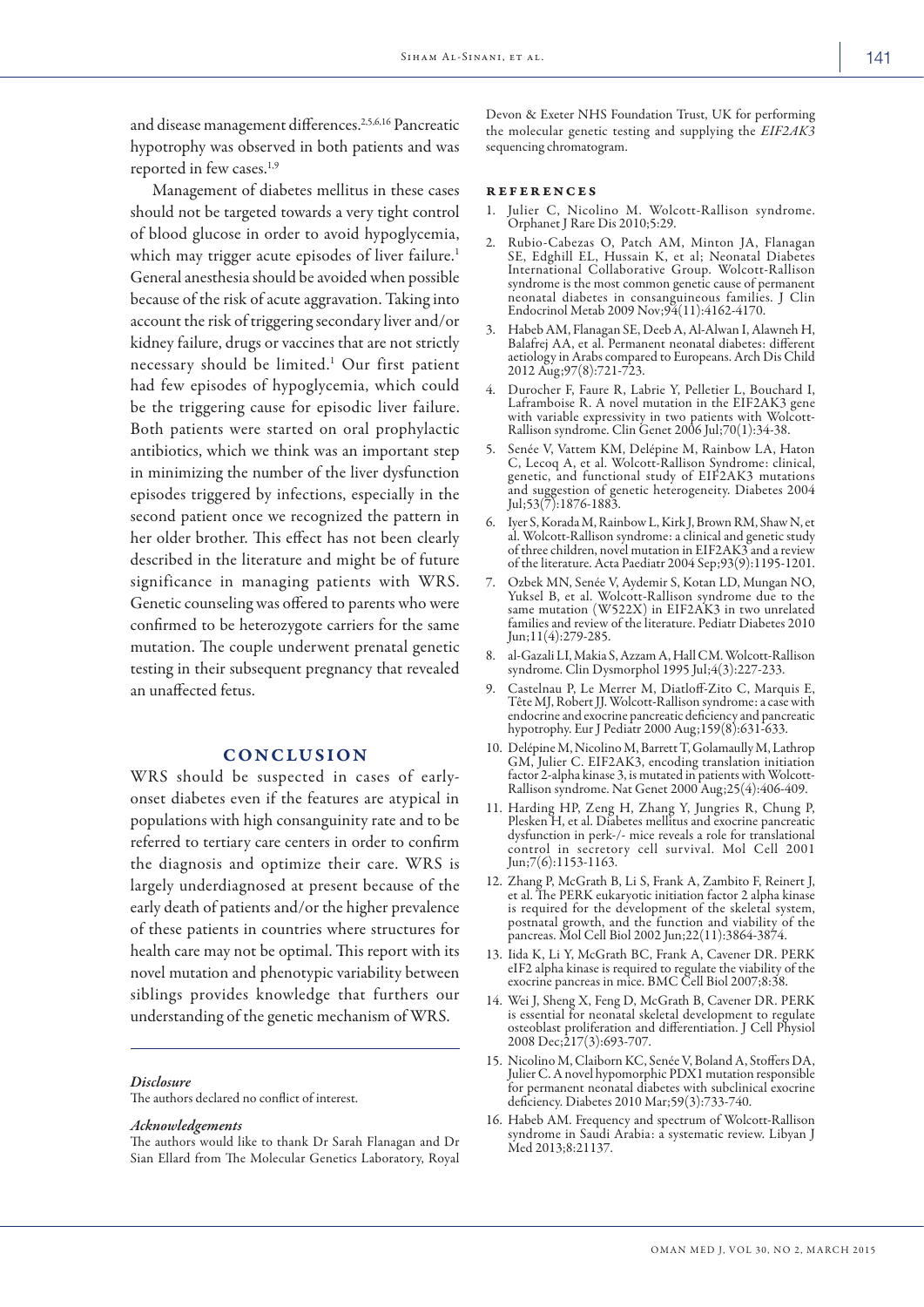and disease management differences.[2,5,6,16] Pancreatic hypotrophy was observed in both patients and was reported in few cases.[1,9]

Management of diabetes mellitus in these cases should not be targeted towards a very tight control of blood glucose in order to avoid hypoglycemia, which may trigger acute episodes of liver failure.[1] General anesthesia should be avoided when possible because of the risk of acute aggravation. Taking into account the risk of triggering secondary liver and/or kidney failure, drugs or vaccines that are not strictly necessary should be limited.[1] Our first patient had few episodes of hypoglycemia, which could be the triggering cause for episodic liver failure. Both patients were started on oral prophylactic antibiotics, which we think was an important step in minimizing the number of the liver dysfunction episodes triggered by infections, especially in the second patient once we recognized the pattern in her older brother. This effect has not been clearly described in the literature and might be of future significance in managing patients with WRS. Genetic counseling was offered to parents who were confirmed to be heterozygote carriers for the same mutation. The couple underwent prenatal genetic testing in their subsequent pregnancy that revealed an unaffected fetus.

## CONCLUSION

WRS should be suspected in cases of early-onset diabetes even if the features are atypical in populations with high consanguinity rate and to be referred to tertiary care centers in order to confirm the diagnosis and optimize their care. WRS is largely underdiagnosed at present because of the early death of patients and/or the higher prevalence of these patients in countries where structures for health care may not be optimal. This report with its novel mutation and phenotypic variability between siblings provides knowledge that furthers our understanding of the genetic mechanism of WRS.

### *Disclosure*

The authors declared no conflict of interest.

### *Acknowledgements*

The authors would like to thank Dr Sarah Flanagan and Dr Sian Ellard from The Molecular Genetics Laboratory, Royal Devon & Exeter NHS Foundation Trust, UK for performing the molecular genetic testing and supplying the *EIF2AK3* sequencing chromatogram.

## REFERENCES

1. Julier C, Nicolino M. Wolcott-Rallison syndrome. Orphanet J Rare Dis 2010;5:29.
2. Rubio-Cabezas O, Patch AM, Minton JA, Flanagan SE, Edghill EL, Hussain K, et al; Neonatal Diabetes International Collaborative Group. Wolcott-Rallison syndrome is the most common genetic cause of permanent neonatal diabetes in consanguineous families. J Clin Endocrinol Metab 2009 Nov;94(11):4162-4170.
3. Habeb AM, Flanagan SE, Deeb A, Al-Alwan I, Alawneh H, Balafrej AA, et al. Permanent neonatal diabetes: different aetiology in Arabs compared to Europeans. Arch Dis Child 2012 Aug;97(8):721-723.
4. Durocher F, Faure R, Labrie Y, Pelletier L, Bouchard I, Laframboise R. A novel mutation in the EIF2AK3 gene with variable expressivity in two patients with Wolcott-Rallison syndrome. Clin Genet 2006 Jul;70(1):34-38.
5. Senée V, Vattem KM, Delépine M, Rainbow LA, Haton C, Lecoq A, et al. Wolcott-Rallison Syndrome: clinical, genetic, and functional study of EIF2AK3 mutations and suggestion of genetic heterogeneity. Diabetes 2004 Jul;53(7):1876-1883.
6. Iyer S, Korada M, Rainbow L, Kirk J, Brown RM, Shaw N, et al. Wolcott-Rallison syndrome: a clinical and genetic study of three children, novel mutation in EIF2AK3 and a review of the literature. Acta Paediatr 2004 Sep;93(9):1195-1201.
7. Ozbek MN, Senée V, Aydemir S, Kotan LD, Mungan NO, Yuksel B, et al. Wolcott-Rallison syndrome due to the same mutation (W522X) in EIF2AK3 in two unrelated families and review of the literature. Pediatr Diabetes 2010 Jun;11(4):279-285.
8. al-Gazali LI, Makia S, Azzam A, Hall CM. Wolcott-Rallison syndrome. Clin Dysmorphol 1995 Jul;4(3):227-233.
9. Castelnau P, Le Merrer M, Diatloff-Zito C, Marquis E, Tête MJ, Robert JJ. Wolcott-Rallison syndrome: a case with endocrine and exocrine pancreatic deficiency and pancreatic hypotrophy. Eur J Pediatr 2000 Aug;159(8):631-633.
10. Delépine M, Nicolino M, Barrett T, Golamaully M, Lathrop GM, Julier C. EIF2AK3, encoding translation initiation factor 2-alpha kinase 3, is mutated in patients with Wolcott-Rallison syndrome. Nat Genet 2000 Aug;25(4):406-409.
11. Harding HP, Zeng H, Zhang Y, Jungries R, Chung P, Plesken H, et al. Diabetes mellitus and exocrine pancreatic dysfunction in perk-/- mice reveals a role for translational control in secretory cell survival. Mol Cell 2001 Jun;7(6):1153-1163.
12. Zhang P, McGrath B, Li S, Frank A, Zambito F, Reinert J, et al. The PERK eukaryotic initiation factor 2 alpha kinase is required for the development of the skeletal system, postnatal growth, and the function and viability of the pancreas. Mol Cell Biol 2002 Jun;22(11):3864-3874.
13. Iida K, Li Y, McGrath BC, Frank A, Cavener DR. PERK eIF2 alpha kinase is required to regulate the viability of the exocrine pancreas in mice. BMC Cell Biol 2007;8:38.
14. Wei J, Sheng X, Feng D, McGrath B, Cavener DR. PERK is essential for neonatal skeletal development to regulate osteoblast proliferation and differentiation. J Cell Physiol 2008 Dec;217(3):693-707.
15. Nicolino M, Claiborn KC, Senée V, Boland A, Stoffers DA, Julier C. A novel hypomorphic PDX1 mutation responsible for permanent neonatal diabetes with subclinical exocrine deficiency. Diabetes 2010 Mar;59(3):733-740.
16. Habeb AM. Frequency and spectrum of Wolcott-Rallison syndrome in Saudi Arabia: a systematic review. Libyan J Med 2013;8:21137.